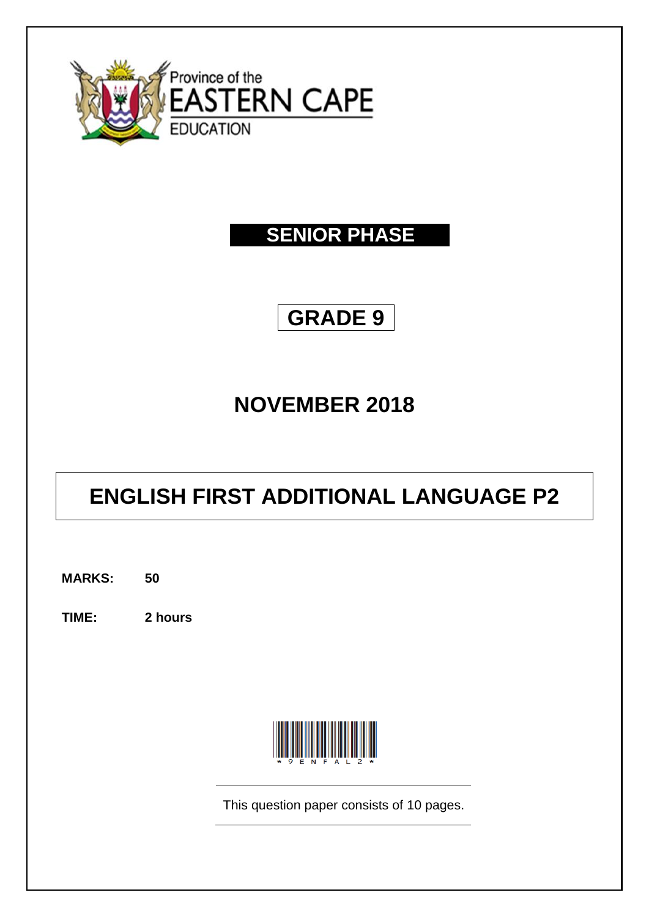Province of the
EASTERN CAPE
EDUCATION

**SENIOR PHASE**

# GRADE 9

## NOVEMBER 2018

# ENGLISH FIRST ADDITIONAL LANGUAGE P2

**MARKS:** **50**

**TIME:** **2 hours**

*9ENFAL2*

This question paper consists of 10 pages.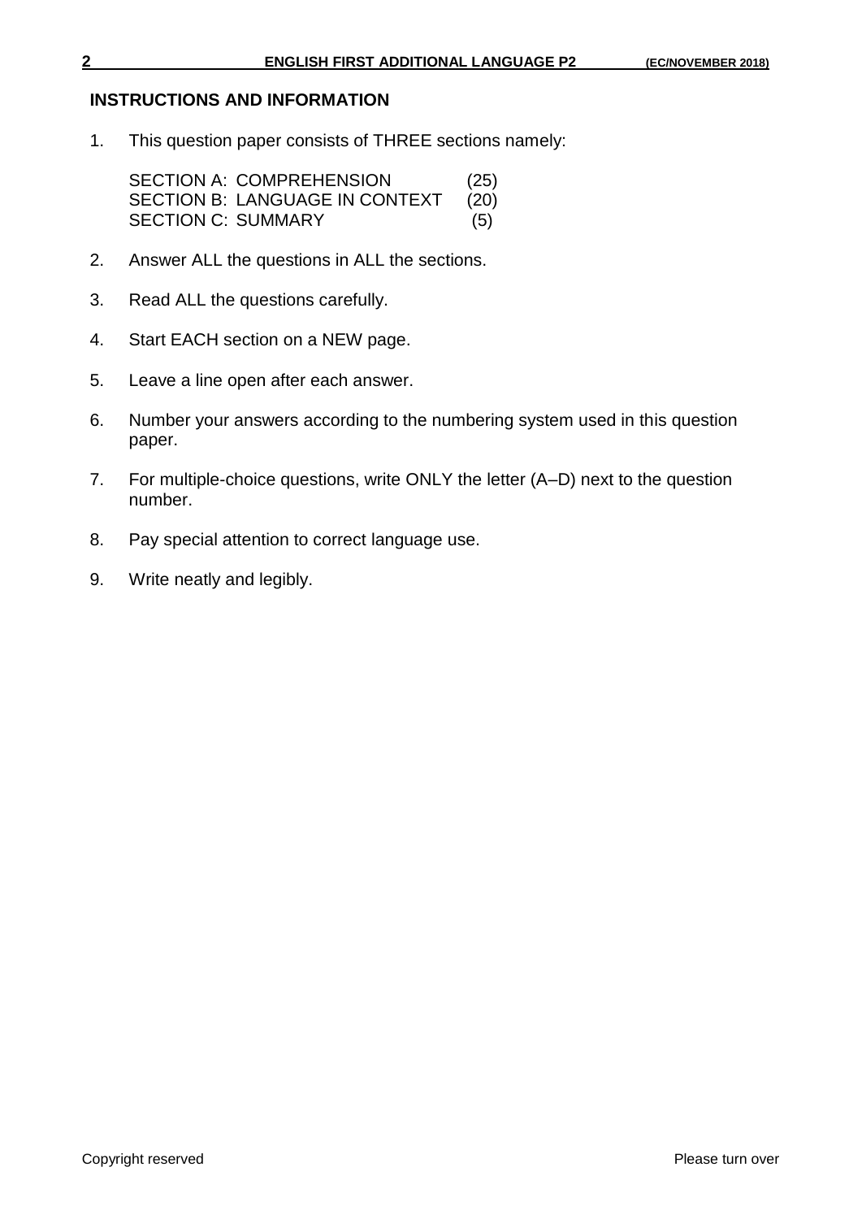## INSTRUCTIONS AND INFORMATION

1. This question paper consists of THREE sections namely:

   | | |
   |---|---|
   | SECTION A: COMPREHENSION | (25) |
   | SECTION B: LANGUAGE IN CONTEXT | (20) |
   | SECTION C: SUMMARY | (5) |

2. Answer ALL the questions in ALL the sections.

3. Read ALL the questions carefully.

4. Start EACH section on a NEW page.

5. Leave a line open after each answer.

6. Number your answers according to the numbering system used in this question paper.

7. For multiple-choice questions, write ONLY the letter (A–D) next to the question number.

8. Pay special attention to correct language use.

9. Write neatly and legibly.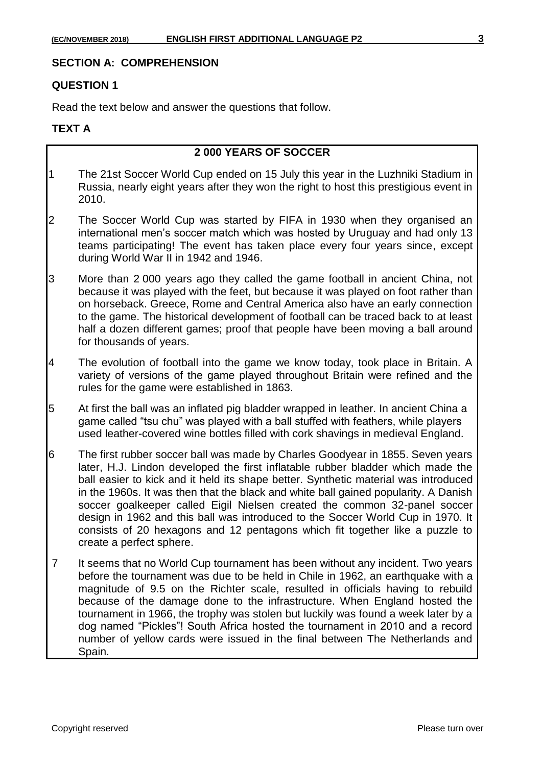## SECTION A: COMPREHENSION

### QUESTION 1

Read the text below and answer the questions that follow.

### TEXT A

**2 000 YEARS OF SOCCER**

1 The 21st Soccer World Cup ended on 15 July this year in the Luzhniki Stadium in Russia, nearly eight years after they won the right to host this prestigious event in 2010.

2 The Soccer World Cup was started by FIFA in 1930 when they organised an international men's soccer match which was hosted by Uruguay and had only 13 teams participating! The event has taken place every four years since, except during World War II in 1942 and 1946.

3 More than 2 000 years ago they called the game football in ancient China, not because it was played with the feet, but because it was played on foot rather than on horseback. Greece, Rome and Central America also have an early connection to the game. The historical development of football can be traced back to at least half a dozen different games; proof that people have been moving a ball around for thousands of years.

4 The evolution of football into the game we know today, took place in Britain. A variety of versions of the game played throughout Britain were refined and the rules for the game were established in 1863.

5 At first the ball was an inflated pig bladder wrapped in leather. In ancient China a game called "tsu chu" was played with a ball stuffed with feathers, while players used leather-covered wine bottles filled with cork shavings in medieval England.

6 The first rubber soccer ball was made by Charles Goodyear in 1855. Seven years later, H.J. Lindon developed the first inflatable rubber bladder which made the ball easier to kick and it held its shape better. Synthetic material was introduced in the 1960s. It was then that the black and white ball gained popularity. A Danish soccer goalkeeper called Eigil Nielsen created the common 32-panel soccer design in 1962 and this ball was introduced to the Soccer World Cup in 1970. It consists of 20 hexagons and 12 pentagons which fit together like a puzzle to create a perfect sphere.

7 It seems that no World Cup tournament has been without any incident. Two years before the tournament was due to be held in Chile in 1962, an earthquake with a magnitude of 9.5 on the Richter scale, resulted in officials having to rebuild because of the damage done to the infrastructure. When England hosted the tournament in 1966, the trophy was stolen but luckily was found a week later by a dog named "Pickles"! South Africa hosted the tournament in 2010 and a record number of yellow cards were issued in the final between The Netherlands and Spain.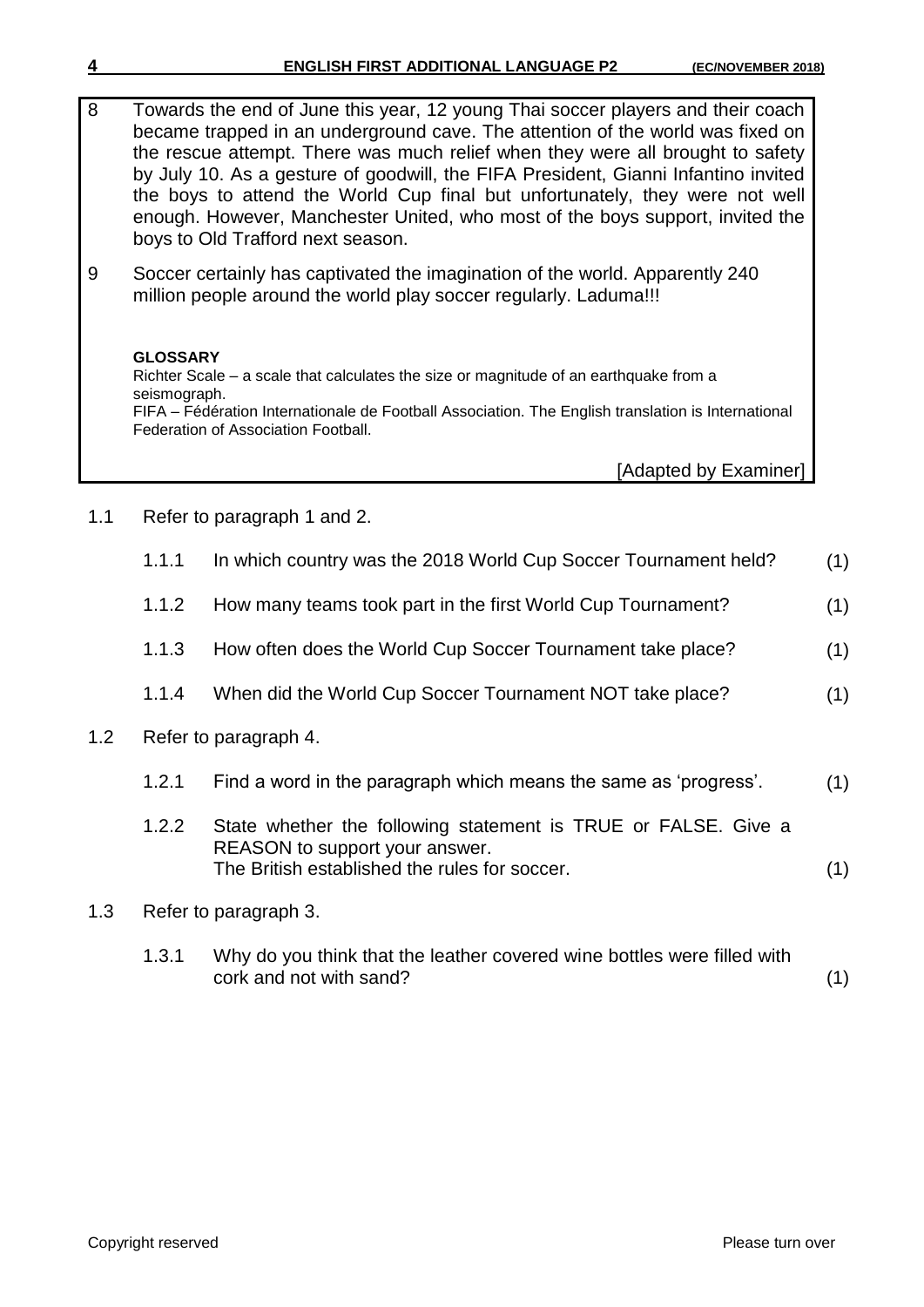8 Towards the end of June this year, 12 young Thai soccer players and their coach became trapped in an underground cave. The attention of the world was fixed on the rescue attempt. There was much relief when they were all brought to safety by July 10. As a gesture of goodwill, the FIFA President, Gianni Infantino invited the boys to attend the World Cup final but unfortunately, they were not well enough. However, Manchester United, who most of the boys support, invited the boys to Old Trafford next season.

9 Soccer certainly has captivated the imagination of the world. Apparently 240 million people around the world play soccer regularly. Laduma!!!

**GLOSSARY**

Richter Scale – a scale that calculates the size or magnitude of an earthquake from a seismograph.

FIFA – Fédération Internationale de Football Association. The English translation is International Federation of Association Football.

[Adapted by Examiner]

1.1 Refer to paragraph 1 and 2.

1.1.1 In which country was the 2018 World Cup Soccer Tournament held? (1)

1.1.2 How many teams took part in the first World Cup Tournament? (1)

1.1.3 How often does the World Cup Soccer Tournament take place? (1)

1.1.4 When did the World Cup Soccer Tournament NOT take place? (1)

1.2 Refer to paragraph 4.

1.2.1 Find a word in the paragraph which means the same as 'progress'. (1)

1.2.2 State whether the following statement is TRUE or FALSE. Give a REASON to support your answer.
The British established the rules for soccer. (1)

1.3 Refer to paragraph 3.

1.3.1 Why do you think that the leather covered wine bottles were filled with cork and not with sand? (1)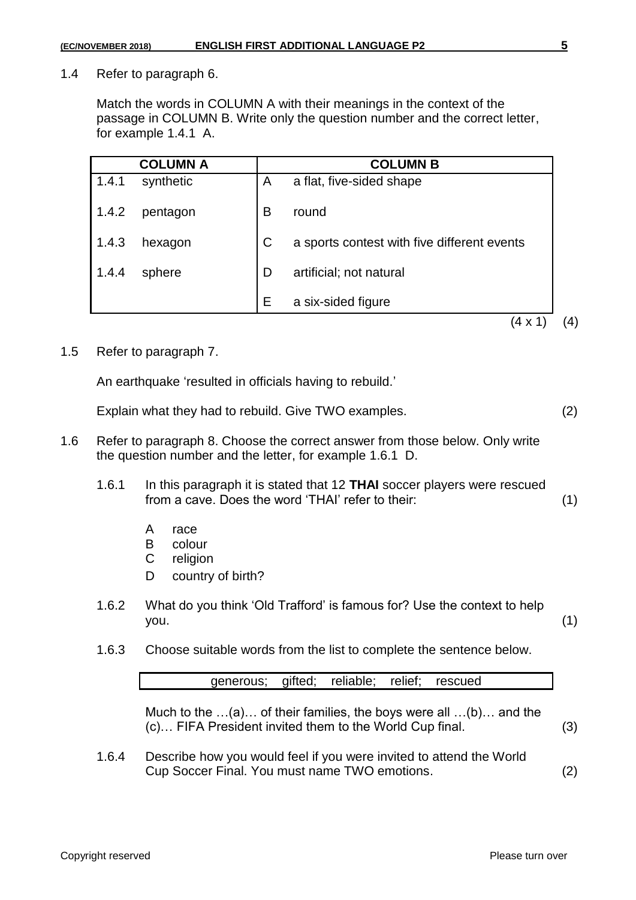1.4 Refer to paragraph 6.

Match the words in COLUMN A with their meanings in the context of the passage in COLUMN B. Write only the question number and the correct letter, for example 1.4.1 A.

| COLUMN A | | COLUMN B | |
|---|---|---|---|
| 1.4.1 | synthetic | A | a flat, five-sided shape |
| 1.4.2 | pentagon | B | round |
| 1.4.3 | hexagon | C | a sports contest with five different events |
| 1.4.4 | sphere | D | artificial; not natural |
| | | E | a six-sided figure |

(4 x 1) (4)

1.5 Refer to paragraph 7.

An earthquake 'resulted in officials having to rebuild.'

Explain what they had to rebuild. Give TWO examples. (2)

1.6 Refer to paragraph 8. Choose the correct answer from those below. Only write the question number and the letter, for example 1.6.1 D.

1.6.1 In this paragraph it is stated that 12 **THAI** soccer players were rescued from a cave. Does the word 'THAI' refer to their: (1)

- A race
- B colour
- C religion
- D country of birth?

1.6.2 What do you think 'Old Trafford' is famous for? Use the context to help you. (1)

1.6.3 Choose suitable words from the list to complete the sentence below.

| generous; gifted; reliable; relief; rescued |
|---|

Much to the …(a)… of their families, the boys were all …(b)… and the (c)… FIFA President invited them to the World Cup final. (3)

1.6.4 Describe how you would feel if you were invited to attend the World Cup Soccer Final. You must name TWO emotions. (2)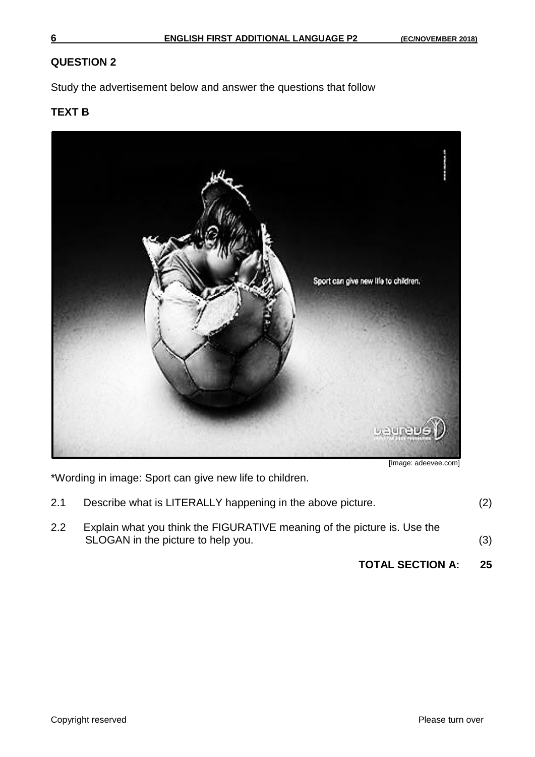**QUESTION 2**

Study the advertisement below and answer the questions that follow

**TEXT B**

[Image: adeevee.com]

*Wording in image: Sport can give new life to children.

2.1 Describe what is LITERALLY happening in the above picture. (2)

2.2 Explain what you think the FIGURATIVE meaning of the picture is. Use the SLOGAN in the picture to help you. (3)

**TOTAL SECTION A: 25**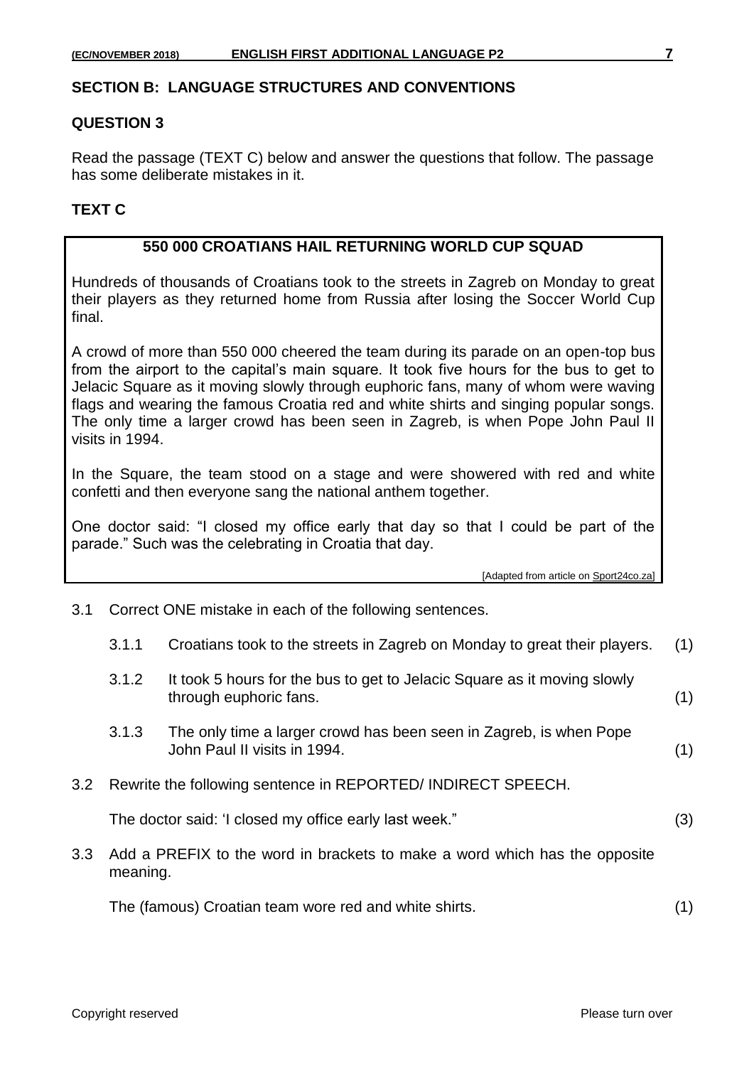## SECTION B: LANGUAGE STRUCTURES AND CONVENTIONS

### QUESTION 3

Read the passage (TEXT C) below and answer the questions that follow. The passage has some deliberate mistakes in it.

### TEXT C

**550 000 CROATIANS HAIL RETURNING WORLD CUP SQUAD**

Hundreds of thousands of Croatians took to the streets in Zagreb on Monday to great their players as they returned home from Russia after losing the Soccer World Cup final.

A crowd of more than 550 000 cheered the team during its parade on an open-top bus from the airport to the capital's main square. It took five hours for the bus to get to Jelacic Square as it moving slowly through euphoric fans, many of whom were waving flags and wearing the famous Croatia red and white shirts and singing popular songs. The only time a larger crowd has been seen in Zagreb, is when Pope John Paul II visits in 1994.

In the Square, the team stood on a stage and were showered with red and white confetti and then everyone sang the national anthem together.

One doctor said: "I closed my office early that day so that I could be part of the parade." Such was the celebrating in Croatia that day.

[Adapted from article on Sport24co.za]

3.1 Correct ONE mistake in each of the following sentences.

3.1.1 Croatians took to the streets in Zagreb on Monday to great their players. (1)

3.1.2 It took 5 hours for the bus to get to Jelacic Square as it moving slowly through euphoric fans. (1)

3.1.3 The only time a larger crowd has been seen in Zagreb, is when Pope John Paul II visits in 1994. (1)

3.2 Rewrite the following sentence in REPORTED/ INDIRECT SPEECH.

The doctor said: 'I closed my office early last week." (3)

3.3 Add a PREFIX to the word in brackets to make a word which has the opposite meaning.

The (famous) Croatian team wore red and white shirts. (1)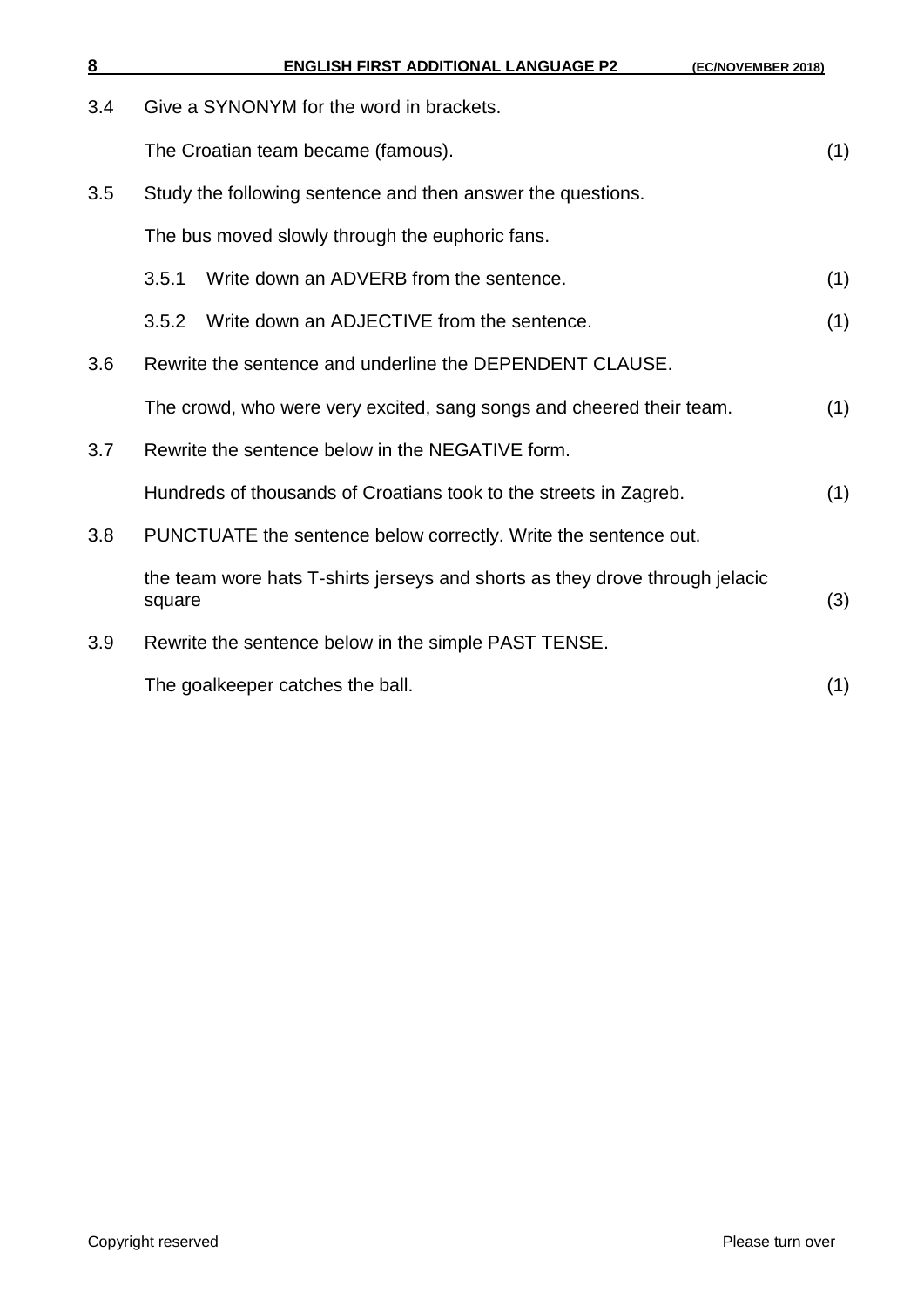3.4 Give a SYNONYM for the word in brackets.

The Croatian team became (famous). (1)

3.5 Study the following sentence and then answer the questions.

The bus moved slowly through the euphoric fans.

3.5.1 Write down an ADVERB from the sentence. (1)

3.5.2 Write down an ADJECTIVE from the sentence. (1)

3.6 Rewrite the sentence and underline the DEPENDENT CLAUSE.

The crowd, who were very excited, sang songs and cheered their team. (1)

3.7 Rewrite the sentence below in the NEGATIVE form.

Hundreds of thousands of Croatians took to the streets in Zagreb. (1)

3.8 PUNCTUATE the sentence below correctly. Write the sentence out.

the team wore hats T-shirts jerseys and shorts as they drove through jelacic square (3)

3.9 Rewrite the sentence below in the simple PAST TENSE.

The goalkeeper catches the ball. (1)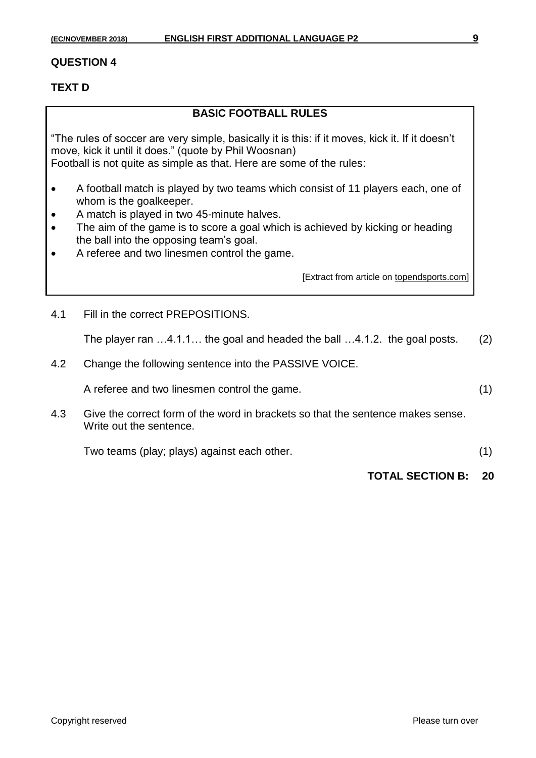**QUESTION 4**

**TEXT D**

**BASIC FOOTBALL RULES**

"The rules of soccer are very simple, basically it is this: if it moves, kick it. If it doesn't move, kick it until it does." (quote by Phil Woosnan)
Football is not quite as simple as that. Here are some of the rules:

- A football match is played by two teams which consist of 11 players each, one of whom is the goalkeeper.
- A match is played in two 45-minute halves.
- The aim of the game is to score a goal which is achieved by kicking or heading the ball into the opposing team's goal.
- A referee and two linesmen control the game.

[Extract from article on topendsports.com]

4.1 Fill in the correct PREPOSITIONS.

The player ran …4.1.1… the goal and headed the ball …4.1.2. the goal posts. (2)

4.2 Change the following sentence into the PASSIVE VOICE.

A referee and two linesmen control the game. (1)

4.3 Give the correct form of the word in brackets so that the sentence makes sense. Write out the sentence.

Two teams (play; plays) against each other. (1)

**TOTAL SECTION B: 20**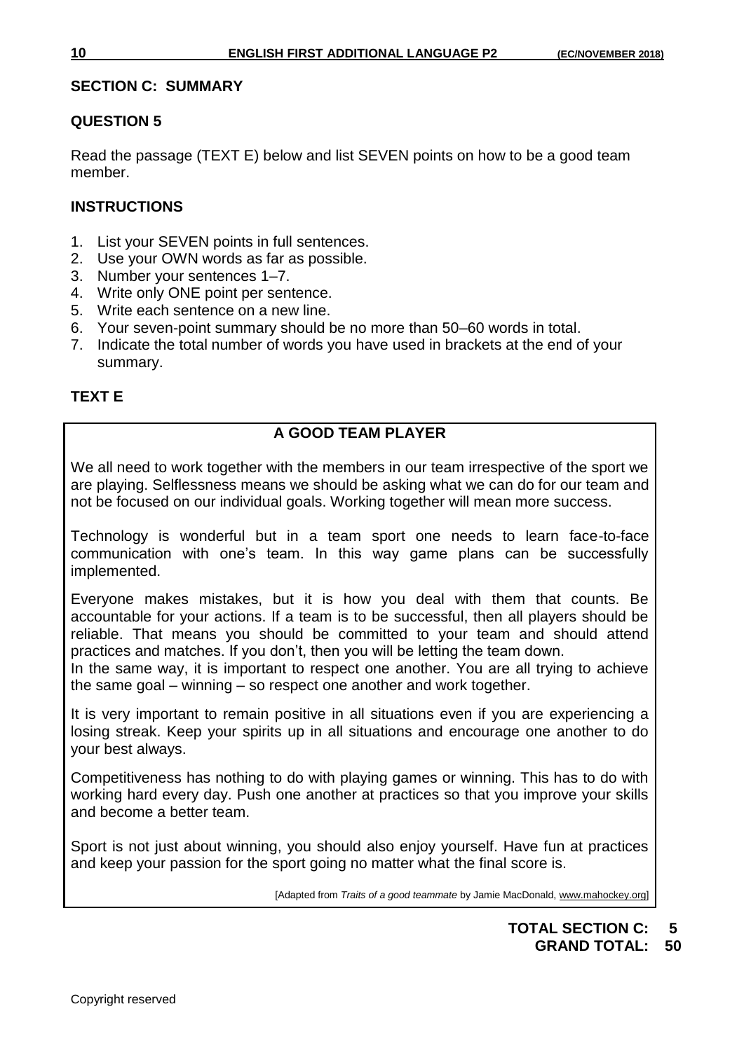## SECTION C: SUMMARY

### QUESTION 5

Read the passage (TEXT E) below and list SEVEN points on how to be a good team member.

### INSTRUCTIONS

1. List your SEVEN points in full sentences.
2. Use your OWN words as far as possible.
3. Number your sentences 1–7.
4. Write only ONE point per sentence.
5. Write each sentence on a new line.
6. Your seven-point summary should be no more than 50–60 words in total.
7. Indicate the total number of words you have used in brackets at the end of your summary.

### TEXT E

**A GOOD TEAM PLAYER**

We all need to work together with the members in our team irrespective of the sport we are playing. Selflessness means we should be asking what we can do for our team and not be focused on our individual goals. Working together will mean more success.

Technology is wonderful but in a team sport one needs to learn face-to-face communication with one's team. In this way game plans can be successfully implemented.

Everyone makes mistakes, but it is how you deal with them that counts. Be accountable for your actions. If a team is to be successful, then all players should be reliable. That means you should be committed to your team and should attend practices and matches. If you don't, then you will be letting the team down.
In the same way, it is important to respect one another. You are all trying to achieve the same goal – winning – so respect one another and work together.

It is very important to remain positive in all situations even if you are experiencing a losing streak. Keep your spirits up in all situations and encourage one another to do your best always.

Competitiveness has nothing to do with playing games or winning. This has to do with working hard every day. Push one another at practices so that you improve your skills and become a better team.

Sport is not just about winning, you should also enjoy yourself. Have fun at practices and keep your passion for the sport going no matter what the final score is.

[Adapted from *Traits of a good teammate* by Jamie MacDonald, www.mahockey.org]

**TOTAL SECTION C: 5**
**GRAND TOTAL: 50**